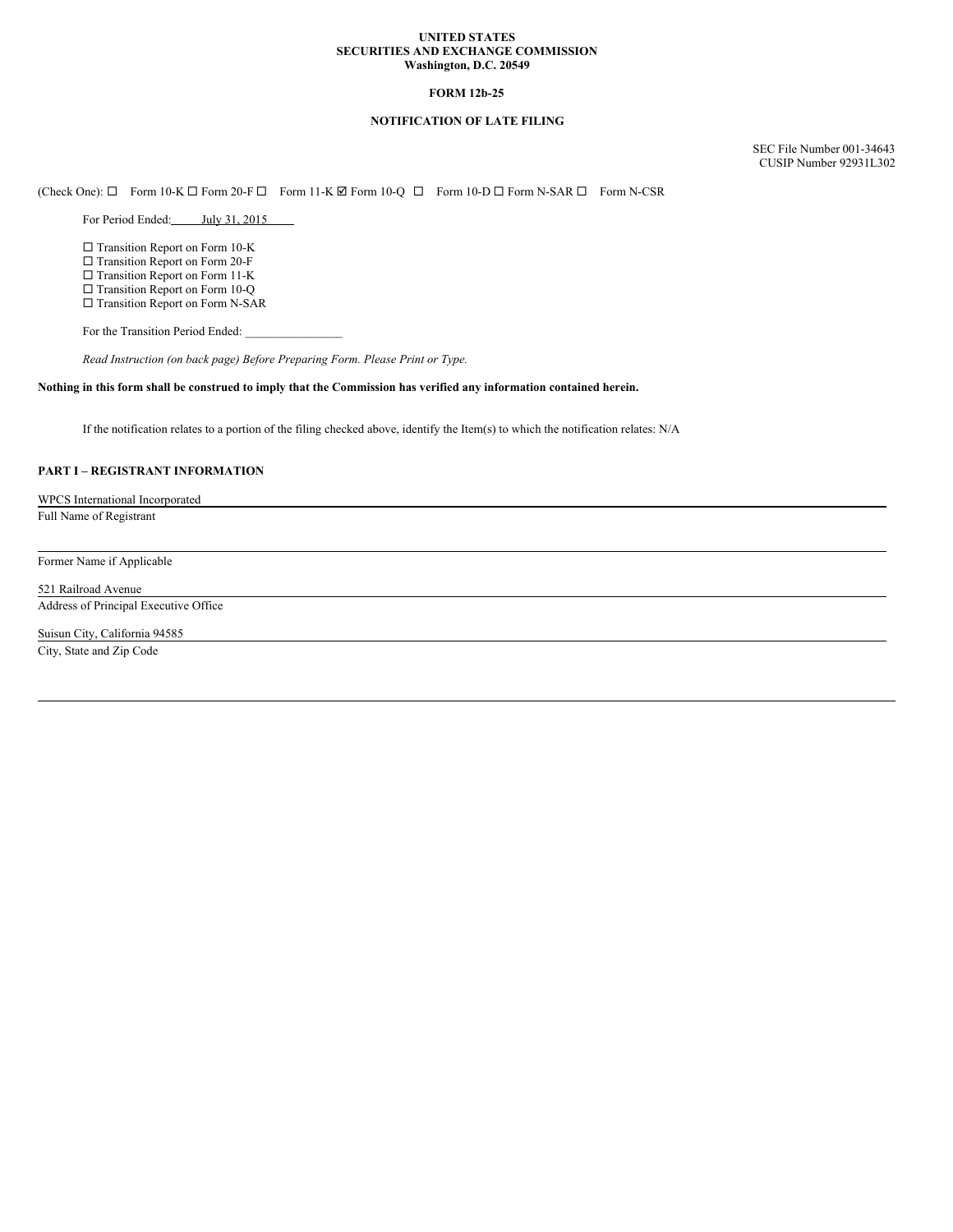**UNITED STATES**
**SECURITIES AND EXCHANGE COMMISSION**
**Washington, D.C. 20549**

**FORM 12b-25**

**NOTIFICATION OF LATE FILING**

SEC File Number 001-34643
CUSIP Number 92931L302

(Check One): ☐ Form 10-K ☐ Form 20-F ☐ Form 11-K ☑ Form 10-Q ☐ Form 10-D ☐ Form N-SAR ☐ Form N-CSR

For Period Ended: July 31, 2015

☐ Transition Report on Form 10-K
☐ Transition Report on Form 20-F
☐ Transition Report on Form 11-K
☐ Transition Report on Form 10-Q
☐ Transition Report on Form N-SAR

For the Transition Period Ended: ________________

*Read Instruction (on back page) Before Preparing Form. Please Print or Type.*

**Nothing in this form shall be construed to imply that the Commission has verified any information contained herein.**

If the notification relates to a portion of the filing checked above, identify the Item(s) to which the notification relates: N/A

**PART I – REGISTRANT INFORMATION**

WPCS International Incorporated
Full Name of Registrant

Former Name if Applicable

521 Railroad Avenue
Address of Principal Executive Office

Suisun City, California 94585
City, State and Zip Code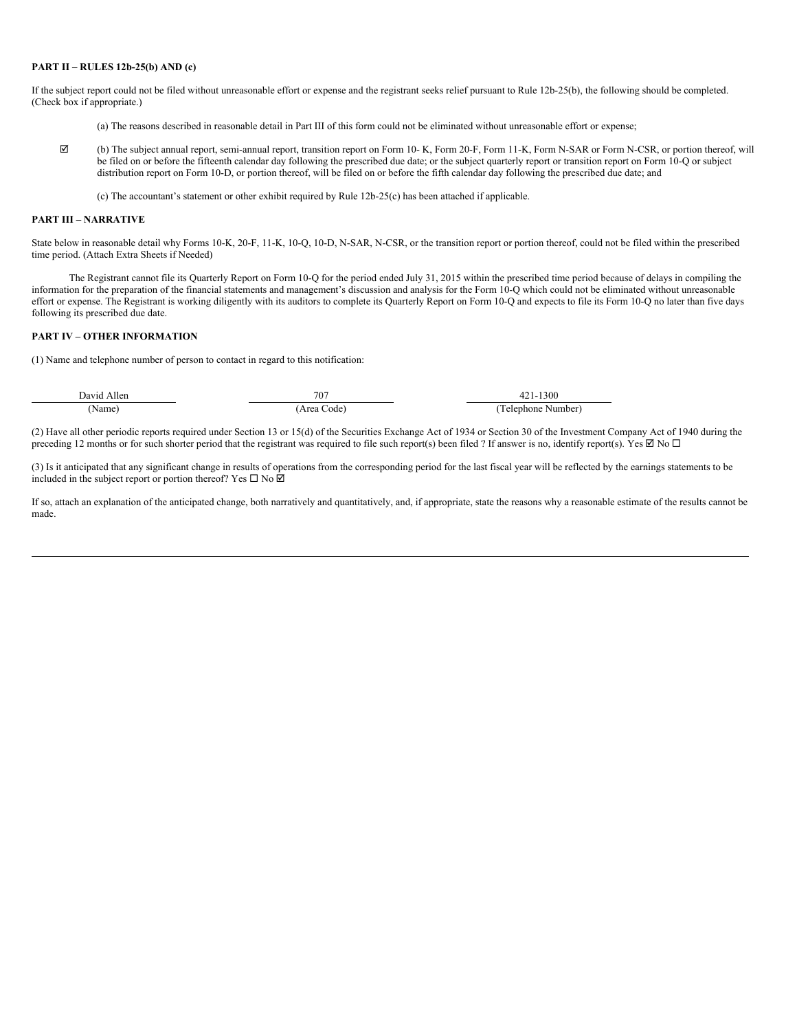**PART II – RULES 12b-25(b) AND (c)**

If the subject report could not be filed without unreasonable effort or expense and the registrant seeks relief pursuant to Rule 12b-25(b), the following should be completed. (Check box if appropriate.)

(a) The reasons described in reasonable detail in Part III of this form could not be eliminated without unreasonable effort or expense;

☑ (b) The subject annual report, semi-annual report, transition report on Form 10- K, Form 20-F, Form 11-K, Form N-SAR or Form N-CSR, or portion thereof, will be filed on or before the fifteenth calendar day following the prescribed due date; or the subject quarterly report or transition report on Form 10-Q or subject distribution report on Form 10-D, or portion thereof, will be filed on or before the fifth calendar day following the prescribed due date; and

(c) The accountant's statement or other exhibit required by Rule 12b-25(c) has been attached if applicable.

**PART III – NARRATIVE**

State below in reasonable detail why Forms 10-K, 20-F, 11-K, 10-Q, 10-D, N-SAR, N-CSR, or the transition report or portion thereof, could not be filed within the prescribed time period. (Attach Extra Sheets if Needed)

The Registrant cannot file its Quarterly Report on Form 10-Q for the period ended July 31, 2015 within the prescribed time period because of delays in compiling the information for the preparation of the financial statements and management's discussion and analysis for the Form 10-Q which could not be eliminated without unreasonable effort or expense. The Registrant is working diligently with its auditors to complete its Quarterly Report on Form 10-Q and expects to file its Form 10-Q no later than five days following its prescribed due date.

**PART IV – OTHER INFORMATION**

(1) Name and telephone number of person to contact in regard to this notification:

| David Allen | 707 | 421-1300 |
|---|---|---|
| (Name) | (Area Code) | (Telephone Number) |

(2) Have all other periodic reports required under Section 13 or 15(d) of the Securities Exchange Act of 1934 or Section 30 of the Investment Company Act of 1940 during the preceding 12 months or for such shorter period that the registrant was required to file such report(s) been filed ? If answer is no, identify report(s). Yes ☑ No ☐

(3) Is it anticipated that any significant change in results of operations from the corresponding period for the last fiscal year will be reflected by the earnings statements to be included in the subject report or portion thereof? Yes ☐ No ☑

If so, attach an explanation of the anticipated change, both narratively and quantitatively, and, if appropriate, state the reasons why a reasonable estimate of the results cannot be made.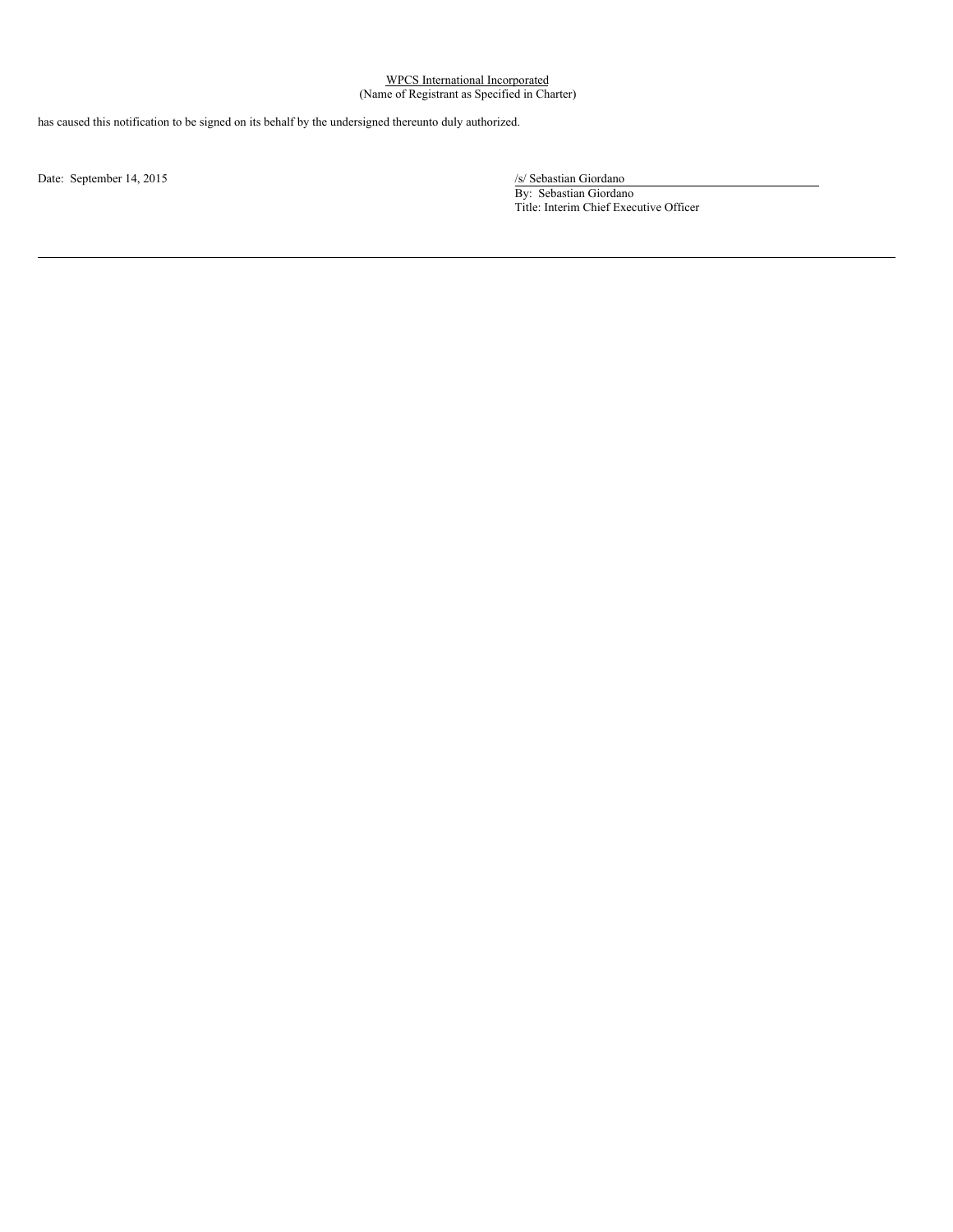WPCS International Incorporated
(Name of Registrant as Specified in Charter)

has caused this notification to be signed on its behalf by the undersigned thereunto duly authorized.

Date: September 14, 2015

/s/ Sebastian Giordano
By: Sebastian Giordano
Title: Interim Chief Executive Officer